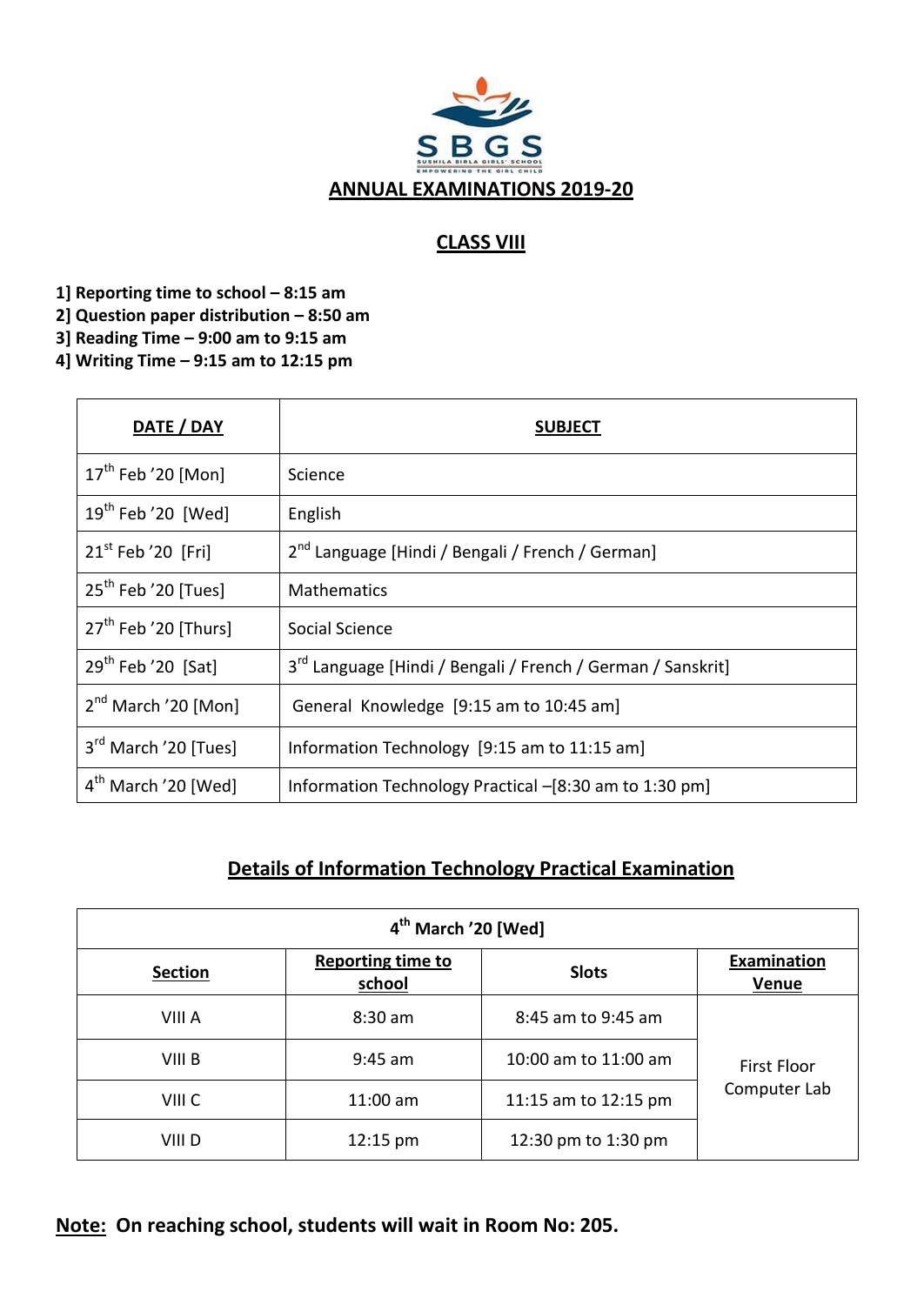SBGS
SUSHILA BIRLA GIRLS' SCHOOL
EMPOWERING THE GIRL CHILD

# ANNUAL EXAMINATIONS 2019-20

## CLASS VIII

**1] Reporting time to school – 8:15 am**
**2] Question paper distribution – 8:50 am**
**3] Reading Time – 9:00 am to 9:15 am**
**4] Writing Time – 9:15 am to 12:15 pm**

| DATE / DAY | SUBJECT |
|---|---|
| 17th Feb '20 [Mon] | Science |
| 19th Feb '20 [Wed] | English |
| 21st Feb '20 [Fri] | 2nd Language [Hindi / Bengali / French / German] |
| 25th Feb '20 [Tues] | Mathematics |
| 27th Feb '20 [Thurs] | Social Science |
| 29th Feb '20 [Sat] | 3rd Language [Hindi / Bengali / French / German / Sanskrit] |
| 2nd March '20 [Mon] | General Knowledge [9:15 am to 10:45 am] |
| 3rd March '20 [Tues] | Information Technology [9:15 am to 11:15 am] |
| 4th March '20 [Wed] | Information Technology Practical –[8:30 am to 1:30 pm] |

## Details of Information Technology Practical Examination

| 4th March '20 [Wed] | | | |
|---|---|---|---|
| **Section** | **Reporting time to school** | **Slots** | **Examination Venue** |
| VIII A | 8:30 am | 8:45 am to 9:45 am | First Floor Computer Lab |
| VIII B | 9:45 am | 10:00 am to 11:00 am | |
| VIII C | 11:00 am | 11:15 am to 12:15 pm | |
| VIII D | 12:15 pm | 12:30 pm to 1:30 pm | |

**Note: On reaching school, students will wait in Room No: 205.**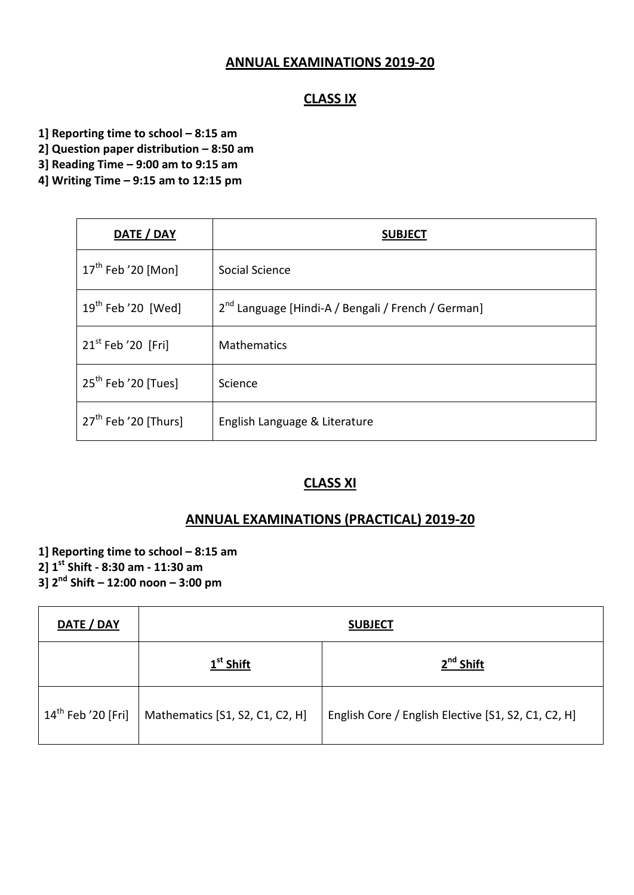## ANNUAL EXAMINATIONS 2019-20

## CLASS IX

**1] Reporting time to school – 8:15 am**
**2] Question paper distribution – 8:50 am**
**3] Reading Time – 9:00 am to 9:15 am**
**4] Writing Time – 9:15 am to 12:15 pm**

| DATE / DAY | SUBJECT |
|---|---|
| 17th Feb '20 [Mon] | Social Science |
| 19th Feb '20 [Wed] | 2nd Language [Hindi-A / Bengali / French / German] |
| 21st Feb '20 [Fri] | Mathematics |
| 25th Feb '20 [Tues] | Science |
| 27th Feb '20 [Thurs] | English Language & Literature |

## CLASS XI

## ANNUAL EXAMINATIONS (PRACTICAL) 2019-20

**1] Reporting time to school – 8:15 am**
**2] 1st Shift - 8:30 am - 11:30 am**
**3] 2nd Shift – 12:00 noon – 3:00 pm**

| DATE / DAY | SUBJECT | |
|---|---|---|
| | 1st Shift | 2nd Shift |
| 14th Feb '20 [Fri] | Mathematics [S1, S2, C1, C2, H] | English Core / English Elective [S1, S2, C1, C2, H] |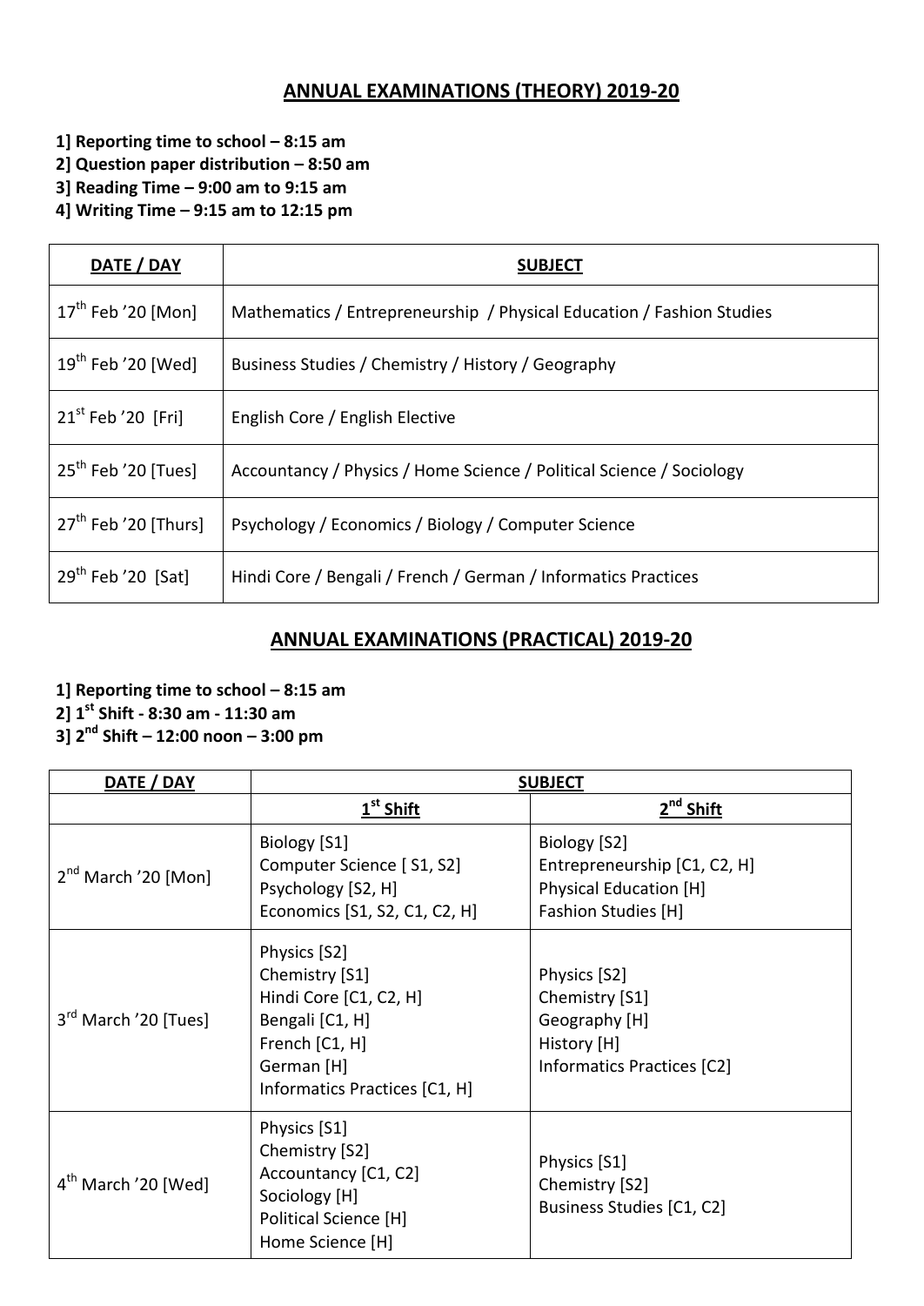## ANNUAL EXAMINATIONS (THEORY) 2019-20

**1] Reporting time to school – 8:15 am**
**2] Question paper distribution – 8:50 am**
**3] Reading Time – 9:00 am to 9:15 am**
**4] Writing Time – 9:15 am to 12:15 pm**

| DATE / DAY | SUBJECT |
|---|---|
| 17th Feb '20 [Mon] | Mathematics / Entrepreneurship / Physical Education / Fashion Studies |
| 19th Feb '20 [Wed] | Business Studies / Chemistry / History / Geography |
| 21st Feb '20 [Fri] | English Core / English Elective |
| 25th Feb '20 [Tues] | Accountancy / Physics / Home Science / Political Science / Sociology |
| 27th Feb '20 [Thurs] | Psychology / Economics / Biology / Computer Science |
| 29th Feb '20 [Sat] | Hindi Core / Bengali / French / German / Informatics Practices |

## ANNUAL EXAMINATIONS (PRACTICAL) 2019-20

**1] Reporting time to school – 8:15 am**
**2] 1st Shift - 8:30 am - 11:30 am**
**3] 2nd Shift – 12:00 noon – 3:00 pm**

| DATE / DAY | SUBJECT | |
|---|---|---|
| | 1st Shift | 2nd Shift |
| 2nd March '20 [Mon] | Biology [S1]<br>Computer Science [ S1, S2]<br>Psychology [S2, H]<br>Economics [S1, S2, C1, C2, H] | Biology [S2]<br>Entrepreneurship [C1, C2, H]<br>Physical Education [H]<br>Fashion Studies [H] |
| 3rd March '20 [Tues] | Physics [S2]<br>Chemistry [S1]<br>Hindi Core [C1, C2, H]<br>Bengali [C1, H]<br>French [C1, H]<br>German [H]<br>Informatics Practices [C1, H] | Physics [S2]<br>Chemistry [S1]<br>Geography [H]<br>History [H]<br>Informatics Practices [C2] |
| 4th March '20 [Wed] | Physics [S1]<br>Chemistry [S2]<br>Accountancy [C1, C2]<br>Sociology [H]<br>Political Science [H]<br>Home Science [H] | Physics [S1]<br>Chemistry [S2]<br>Business Studies [C1, C2] |